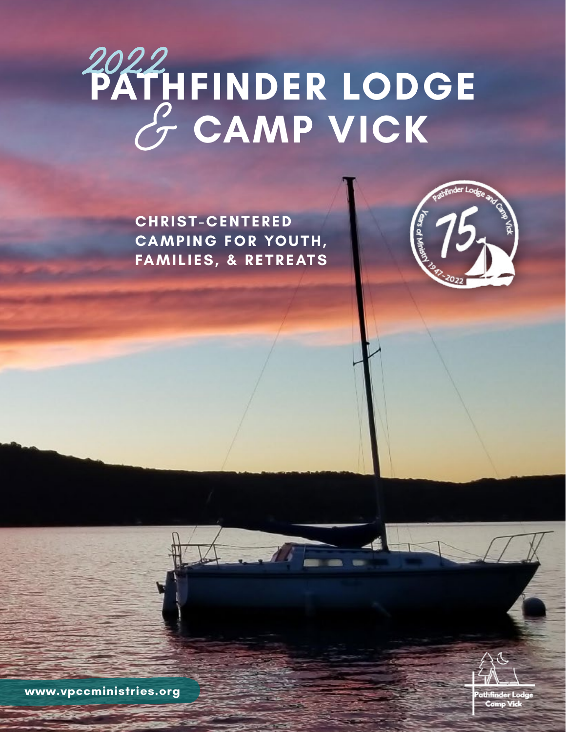# 2022 PATHFINDER LODGE & CAMP VICK

**CHRIST-CENTERED CAMPING FOR YOUTH, FAMILIES, & RETREATS**

Pathfinder Lodge and Camp Vick
75
Years of Ministry 1947-2022

www.vpccministries.org

Pathfinder Lodge
Camp Vick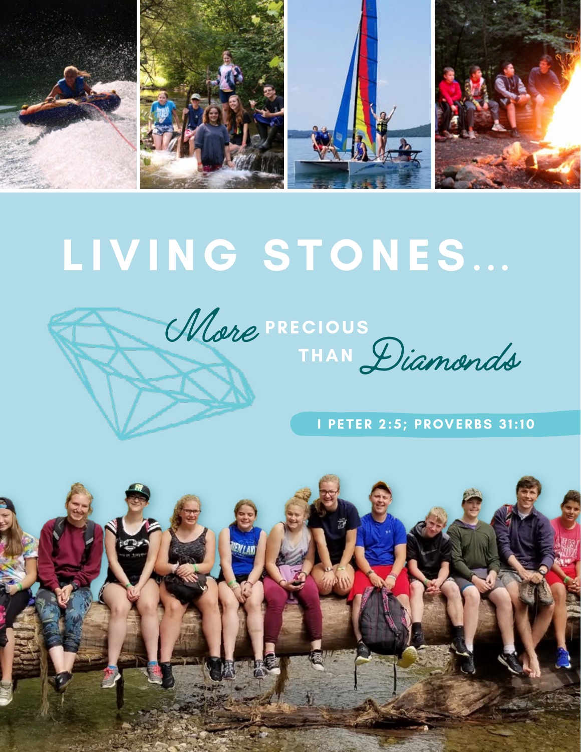# LIVING STONES...

*More* **PRECIOUS THAN** *Diamonds*

**I PETER 2:5; PROVERBS 31:10**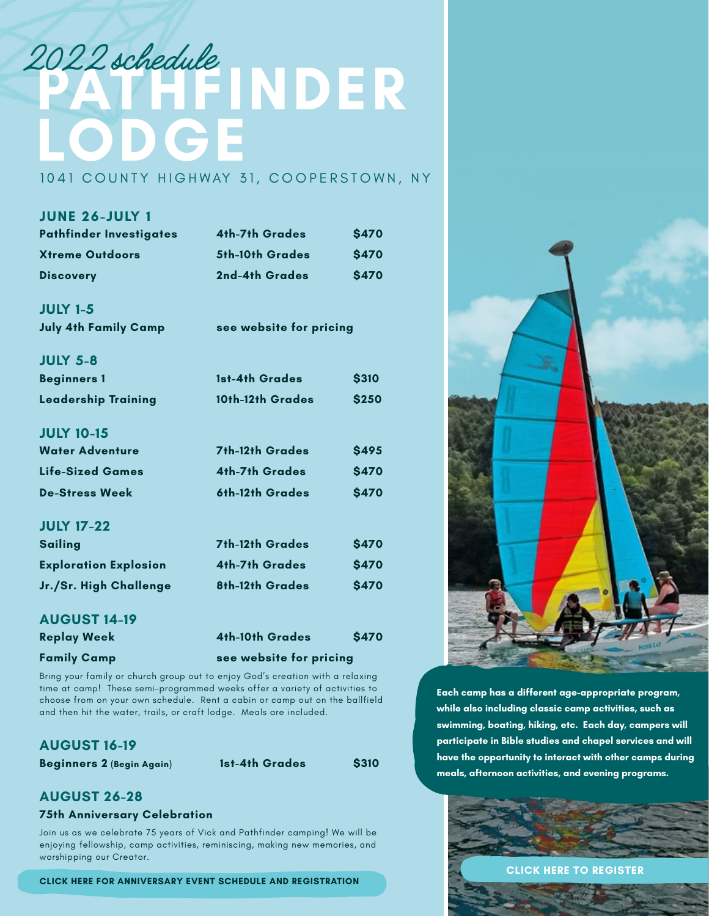*2022 schedule*

# PATHFINDER LODGE

1041 COUNTY HIGHWAY 31, COOPERSTOWN, NY

## JUNE 26-JULY 1

| | | |
|---|---|---|
| **Pathfinder Investigates** | **4th-7th Grades** | **$470** |
| **Xtreme Outdoors** | **5th-10th Grades** | **$470** |
| **Discovery** | **2nd-4th Grades** | **$470** |

## JULY 1-5

**July 4th Family Camp** — **see website for pricing**

## JULY 5-8

| | | |
|---|---|---|
| **Beginners 1** | **1st-4th Grades** | **$310** |
| **Leadership Training** | **10th-12th Grades** | **$250** |

## JULY 10-15

| | | |
|---|---|---|
| **Water Adventure** | **7th-12th Grades** | **$495** |
| **Life-Sized Games** | **4th-7th Grades** | **$470** |
| **De-Stress Week** | **6th-12th Grades** | **$470** |

## JULY 17-22

| | | |
|---|---|---|
| **Sailing** | **7th-12th Grades** | **$470** |
| **Exploration Explosion** | **4th-7th Grades** | **$470** |
| **Jr./Sr. High Challenge** | **8th-12th Grades** | **$470** |

## AUGUST 14-19

| | | |
|---|---|---|
| **Replay Week** | **4th-10th Grades** | **$470** |
| **Family Camp** | **see website for pricing** | |

Bring your family or church group out to enjoy God's creation with a relaxing time at camp! These semi-programmed weeks offer a variety of activities to choose from on your own schedule. Rent a cabin or camp out on the ballfield and then hit the water, trails, or craft lodge. Meals are included.

## AUGUST 16-19

| | | |
|---|---|---|
| **Beginners 2** (**Begin Again**) | **1st-4th Grades** | **$310** |

## AUGUST 26-28

### 75th Anniversary Celebration

Join us as we celebrate 75 years of Vick and Pathfinder camping! We will be enjoying fellowship, camp activities, reminiscing, making new memories, and worshipping our Creator.

**CLICK HERE FOR ANNIVERSARY EVENT SCHEDULE AND REGISTRATION**

**Each camp has a different age-appropriate program, while also including classic camp activities, such as swimming, boating, hiking, etc. Each day, campers will participate in Bible studies and chapel services and will have the opportunity to interact with other camps during meals, afternoon activities, and evening programs.**

**CLICK HERE TO REGISTER**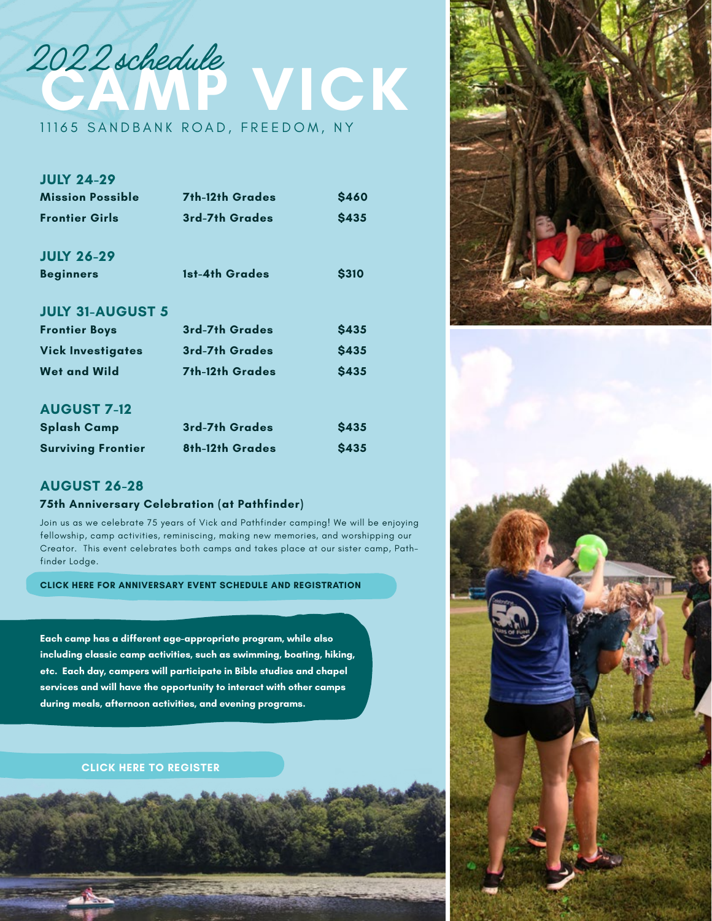*2022 schedule*

# CAMP VICK

11165 SANDBANK ROAD, FREEDOM, NY

## JULY 24-29

| | | |
|---|---|---|
| **Mission Possible** | **7th-12th Grades** | **$460** |
| **Frontier Girls** | **3rd-7th Grades** | **$435** |

## JULY 26-29

| | | |
|---|---|---|
| **Beginners** | **1st-4th Grades** | **$310** |

## JULY 31-AUGUST 5

| | | |
|---|---|---|
| **Frontier Boys** | **3rd-7th Grades** | **$435** |
| **Vick Investigates** | **3rd-7th Grades** | **$435** |
| **Wet and Wild** | **7th-12th Grades** | **$435** |

## AUGUST 7-12

| | | |
|---|---|---|
| **Splash Camp** | **3rd-7th Grades** | **$435** |
| **Surviving Frontier** | **8th-12th Grades** | **$435** |

## AUGUST 26-28

**75th Anniversary Celebration (at Pathfinder)**

Join us as we celebrate 75 years of Vick and Pathfinder camping! We will be enjoying fellowship, camp activities, reminiscing, making new memories, and worshipping our Creator. This event celebrates both camps and takes place at our sister camp, Pathfinder Lodge.

**CLICK HERE FOR ANNIVERSARY EVENT SCHEDULE AND REGISTRATION**

**Each camp has a different age-appropriate program, while also including classic camp activities, such as swimming, boating, hiking, etc. Each day, campers will participate in Bible studies and chapel services and will have the opportunity to interact with other camps during meals, afternoon activities, and evening programs.**

**CLICK HERE TO REGISTER**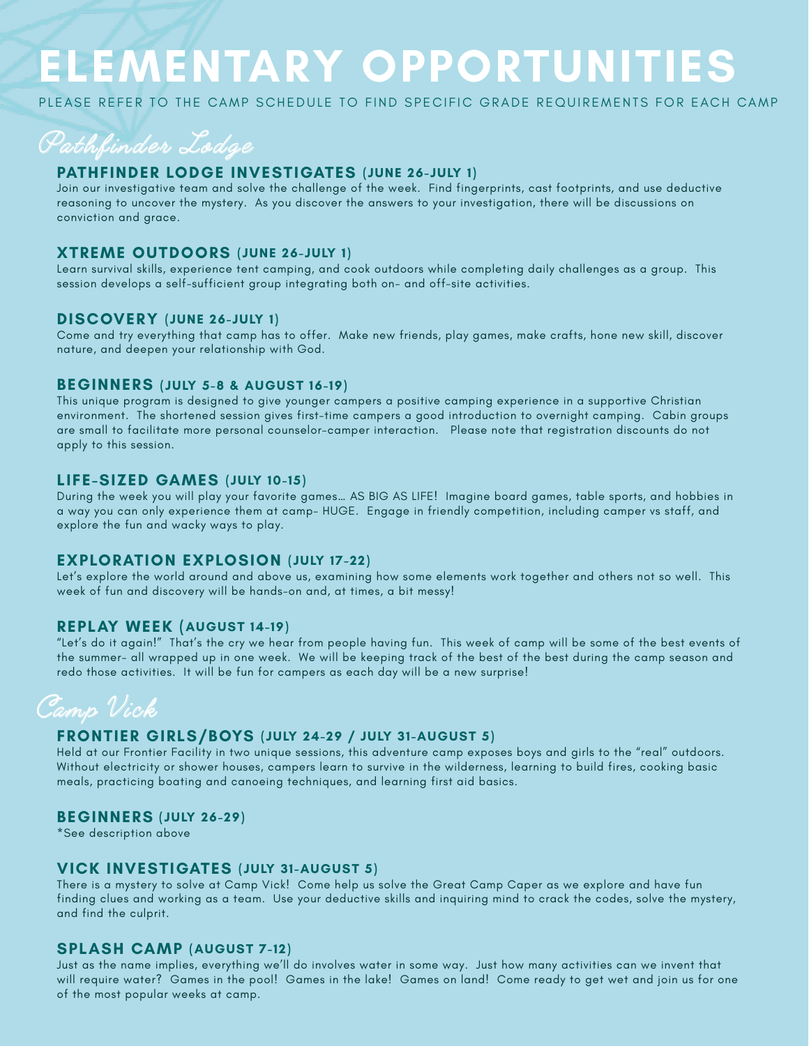# ELEMENTARY OPPORTUNITIES

PLEASE REFER TO THE CAMP SCHEDULE TO FIND SPECIFIC GRADE REQUIREMENTS FOR EACH CAMP

## *Pathfinder Lodge*

### PATHFINDER LODGE INVESTIGATES (JUNE 26-JULY 1)

Join our investigative team and solve the challenge of the week. Find fingerprints, cast footprints, and use deductive reasoning to uncover the mystery. As you discover the answers to your investigation, there will be discussions on conviction and grace.

### XTREME OUTDOORS (JUNE 26-JULY 1)

Learn survival skills, experience tent camping, and cook outdoors while completing daily challenges as a group. This session develops a self-sufficient group integrating both on- and off-site activities.

### DISCOVERY (JUNE 26-JULY 1)

Come and try everything that camp has to offer. Make new friends, play games, make crafts, hone new skill, discover nature, and deepen your relationship with God.

### BEGINNERS (JULY 5-8 & AUGUST 16-19)

This unique program is designed to give younger campers a positive camping experience in a supportive Christian environment. The shortened session gives first-time campers a good introduction to overnight camping. Cabin groups are small to facilitate more personal counselor-camper interaction. Please note that registration discounts do not apply to this session.

### LIFE-SIZED GAMES (JULY 10-15)

During the week you will play your favorite games… AS BIG AS LIFE! Imagine board games, table sports, and hobbies in a way you can only experience them at camp- HUGE. Engage in friendly competition, including camper vs staff, and explore the fun and wacky ways to play.

### EXPLORATION EXPLOSION (JULY 17-22)

Let's explore the world around and above us, examining how some elements work together and others not so well. This week of fun and discovery will be hands-on and, at times, a bit messy!

### REPLAY WEEK (AUGUST 14-19)

"Let's do it again!" That's the cry we hear from people having fun. This week of camp will be some of the best events of the summer- all wrapped up in one week. We will be keeping track of the best of the best during the camp season and redo those activities. It will be fun for campers as each day will be a new surprise!

## *Camp Vick*

### FRONTIER GIRLS/BOYS (JULY 24-29 / JULY 31-AUGUST 5)

Held at our Frontier Facility in two unique sessions, this adventure camp exposes boys and girls to the "real" outdoors. Without electricity or shower houses, campers learn to survive in the wilderness, learning to build fires, cooking basic meals, practicing boating and canoeing techniques, and learning first aid basics.

### BEGINNERS (JULY 26-29)

*See description above

### VICK INVESTIGATES (JULY 31-AUGUST 5)

There is a mystery to solve at Camp Vick! Come help us solve the Great Camp Caper as we explore and have fun finding clues and working as a team. Use your deductive skills and inquiring mind to crack the codes, solve the mystery, and find the culprit.

### SPLASH CAMP (AUGUST 7-12)

Just as the name implies, everything we'll do involves water in some way. Just how many activities can we invent that will require water? Games in the pool! Games in the lake! Games on land! Come ready to get wet and join us for one of the most popular weeks at camp.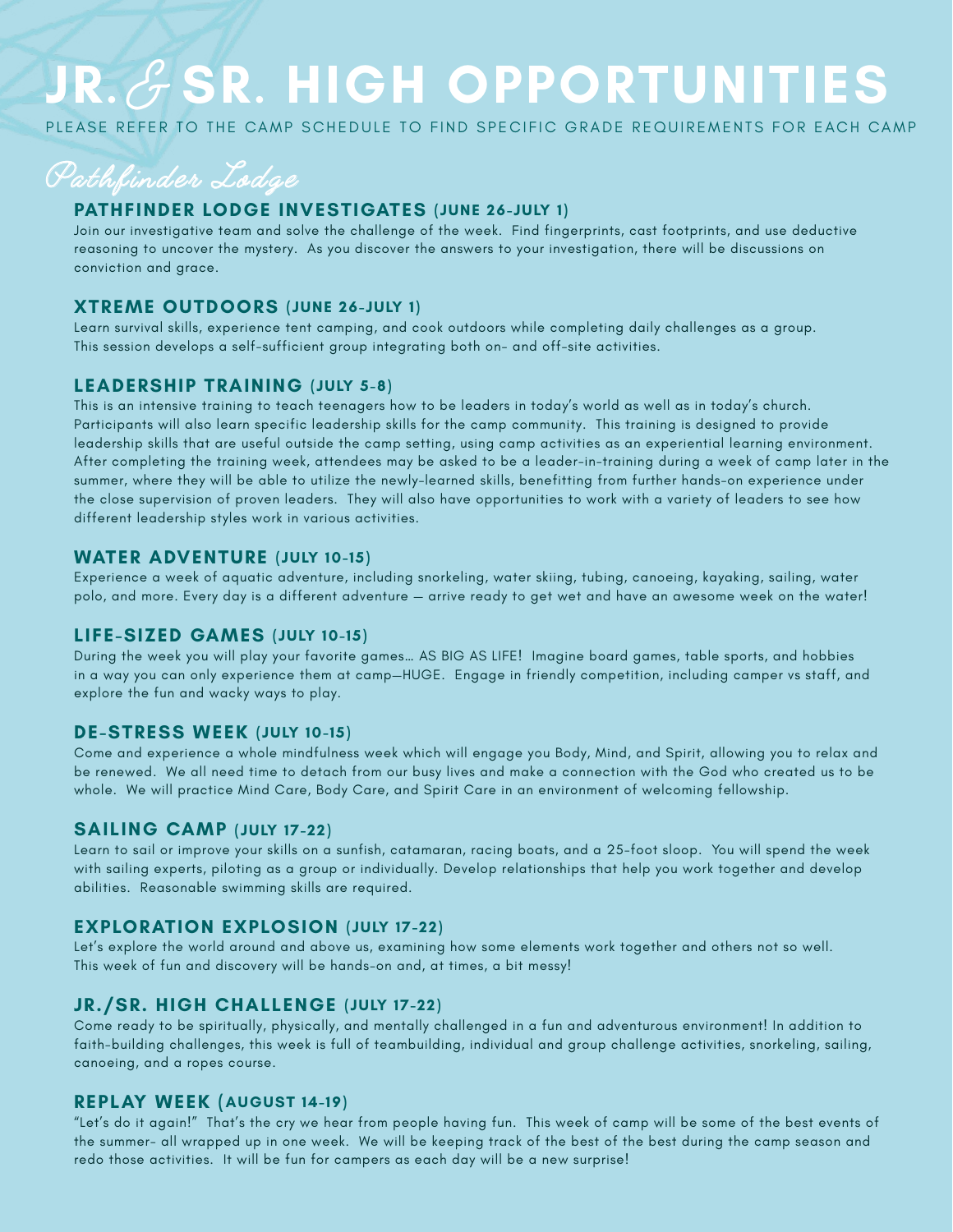# JR. & SR. HIGH OPPORTUNITIES

PLEASE REFER TO THE CAMP SCHEDULE TO FIND SPECIFIC GRADE REQUIREMENTS FOR EACH CAMP

## *Pathfinder Lodge*

### PATHFINDER LODGE INVESTIGATES (JUNE 26-JULY 1)

Join our investigative team and solve the challenge of the week. Find fingerprints, cast footprints, and use deductive reasoning to uncover the mystery. As you discover the answers to your investigation, there will be discussions on conviction and grace.

### XTREME OUTDOORS (JUNE 26-JULY 1)

Learn survival skills, experience tent camping, and cook outdoors while completing daily challenges as a group. This session develops a self-sufficient group integrating both on- and off-site activities.

### LEADERSHIP TRAINING (JULY 5-8)

This is an intensive training to teach teenagers how to be leaders in today's world as well as in today's church. Participants will also learn specific leadership skills for the camp community. This training is designed to provide leadership skills that are useful outside the camp setting, using camp activities as an experiential learning environment. After completing the training week, attendees may be asked to be a leader-in-training during a week of camp later in the summer, where they will be able to utilize the newly-learned skills, benefitting from further hands-on experience under the close supervision of proven leaders. They will also have opportunities to work with a variety of leaders to see how different leadership styles work in various activities.

### WATER ADVENTURE (JULY 10-15)

Experience a week of aquatic adventure, including snorkeling, water skiing, tubing, canoeing, kayaking, sailing, water polo, and more. Every day is a different adventure — arrive ready to get wet and have an awesome week on the water!

### LIFE-SIZED GAMES (JULY 10-15)

During the week you will play your favorite games… AS BIG AS LIFE! Imagine board games, table sports, and hobbies in a way you can only experience them at camp—HUGE. Engage in friendly competition, including camper vs staff, and explore the fun and wacky ways to play.

### DE-STRESS WEEK (JULY 10-15)

Come and experience a whole mindfulness week which will engage you Body, Mind, and Spirit, allowing you to relax and be renewed. We all need time to detach from our busy lives and make a connection with the God who created us to be whole. We will practice Mind Care, Body Care, and Spirit Care in an environment of welcoming fellowship.

### SAILING CAMP (JULY 17-22)

Learn to sail or improve your skills on a sunfish, catamaran, racing boats, and a 25-foot sloop. You will spend the week with sailing experts, piloting as a group or individually. Develop relationships that help you work together and develop abilities. Reasonable swimming skills are required.

### EXPLORATION EXPLOSION (JULY 17-22)

Let's explore the world around and above us, examining how some elements work together and others not so well. This week of fun and discovery will be hands-on and, at times, a bit messy!

### JR./SR. HIGH CHALLENGE (JULY 17-22)

Come ready to be spiritually, physically, and mentally challenged in a fun and adventurous environment! In addition to faith-building challenges, this week is full of teambuilding, individual and group challenge activities, snorkeling, sailing, canoeing, and a ropes course.

### REPLAY WEEK (AUGUST 14-19)

"Let's do it again!" That's the cry we hear from people having fun. This week of camp will be some of the best events of the summer- all wrapped up in one week. We will be keeping track of the best of the best during the camp season and redo those activities. It will be fun for campers as each day will be a new surprise!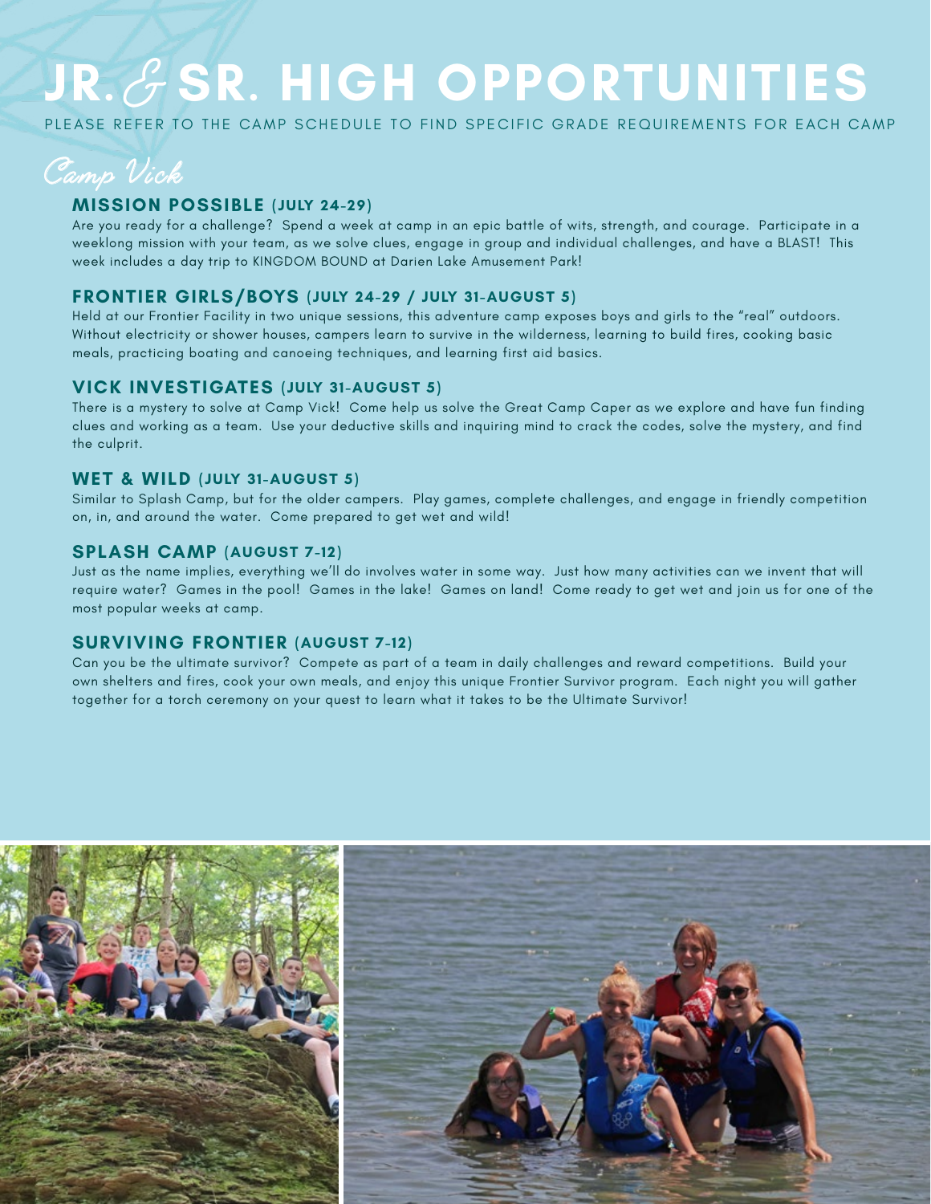# JR. & SR. HIGH OPPORTUNITIES

PLEASE REFER TO THE CAMP SCHEDULE TO FIND SPECIFIC GRADE REQUIREMENTS FOR EACH CAMP

## Camp Vick

### MISSION POSSIBLE (JULY 24-29)

Are you ready for a challenge? Spend a week at camp in an epic battle of wits, strength, and courage. Participate in a weeklong mission with your team, as we solve clues, engage in group and individual challenges, and have a BLAST! This week includes a day trip to KINGDOM BOUND at Darien Lake Amusement Park!

### FRONTIER GIRLS/BOYS (JULY 24-29 / JULY 31-AUGUST 5)

Held at our Frontier Facility in two unique sessions, this adventure camp exposes boys and girls to the "real" outdoors. Without electricity or shower houses, campers learn to survive in the wilderness, learning to build fires, cooking basic meals, practicing boating and canoeing techniques, and learning first aid basics.

### VICK INVESTIGATES (JULY 31-AUGUST 5)

There is a mystery to solve at Camp Vick! Come help us solve the Great Camp Caper as we explore and have fun finding clues and working as a team. Use your deductive skills and inquiring mind to crack the codes, solve the mystery, and find the culprit.

### WET & WILD (JULY 31-AUGUST 5)

Similar to Splash Camp, but for the older campers. Play games, complete challenges, and engage in friendly competition on, in, and around the water. Come prepared to get wet and wild!

### SPLASH CAMP (AUGUST 7-12)

Just as the name implies, everything we'll do involves water in some way. Just how many activities can we invent that will require water? Games in the pool! Games in the lake! Games on land! Come ready to get wet and join us for one of the most popular weeks at camp.

### SURVIVING FRONTIER (AUGUST 7-12)

Can you be the ultimate survivor? Compete as part of a team in daily challenges and reward competitions. Build your own shelters and fires, cook your own meals, and enjoy this unique Frontier Survivor program. Each night you will gather together for a torch ceremony on your quest to learn what it takes to be the Ultimate Survivor!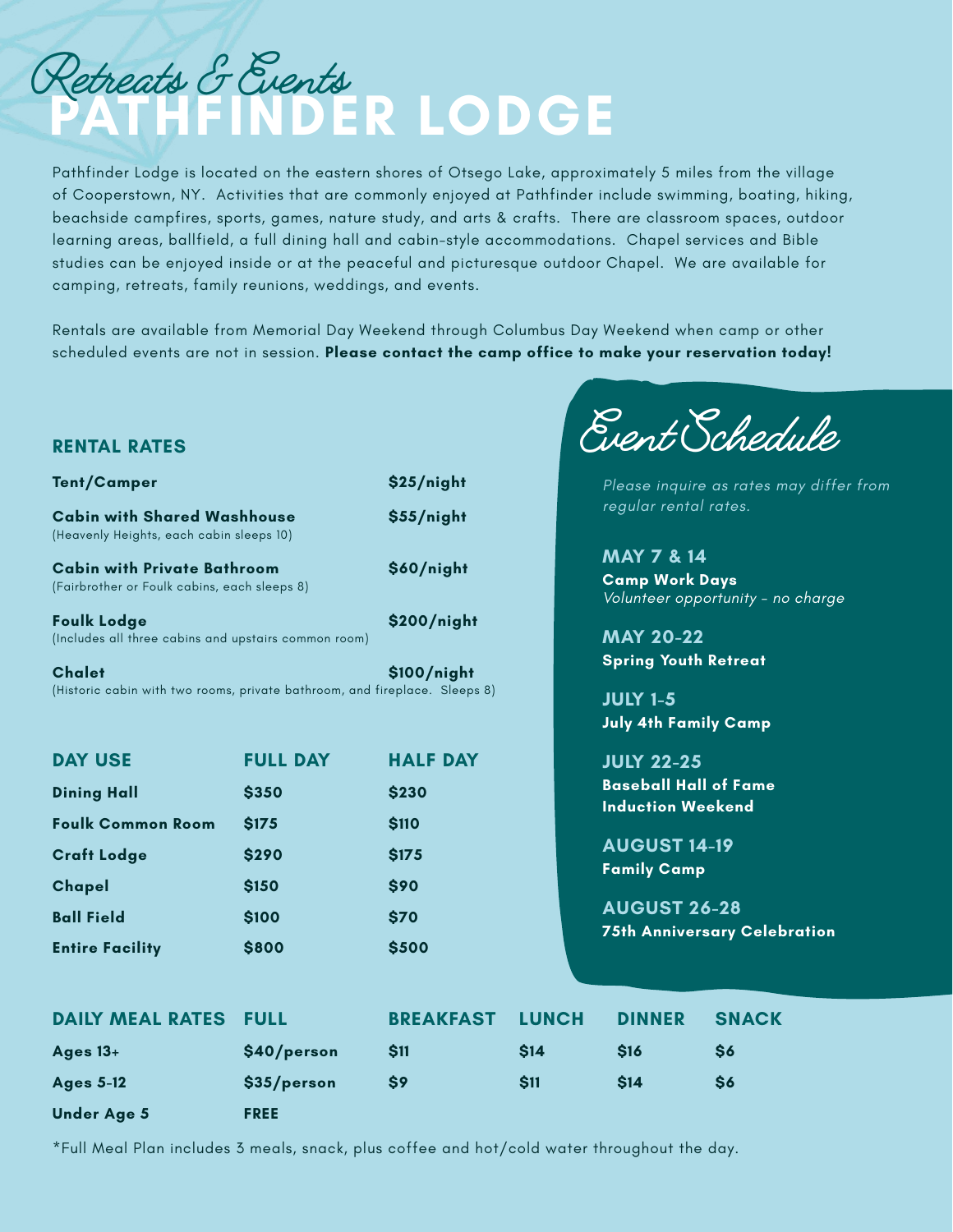# Retreats & Events

# PATHFINDER LODGE

Pathfinder Lodge is located on the eastern shores of Otsego Lake, approximately 5 miles from the village of Cooperstown, NY. Activities that are commonly enjoyed at Pathfinder include swimming, boating, hiking, beachside campfires, sports, games, nature study, and arts & crafts. There are classroom spaces, outdoor learning areas, ballfield, a full dining hall and cabin-style accommodations. Chapel services and Bible studies can be enjoyed inside or at the peaceful and picturesque outdoor Chapel. We are available for camping, retreats, family reunions, weddings, and events.

Rentals are available from Memorial Day Weekend through Columbus Day Weekend when camp or other scheduled events are not in session. **Please contact the camp office to make your reservation today!**

## RENTAL RATES

| Accommodation | Rate |
|---|---|
| **Tent/Camper** | **$25/night** |
| **Cabin with Shared Washhouse** (Heavenly Heights, each cabin sleeps 10) | **$55/night** |
| **Cabin with Private Bathroom** (Fairbrother or Foulk cabins, each sleeps 8) | **$60/night** |
| **Foulk Lodge** (Includes all three cabins and upstairs common room) | **$200/night** |
| **Chalet** (Historic cabin with two rooms, private bathroom, and fireplace. Sleeps 8) | **$100/night** |

| DAY USE | FULL DAY | HALF DAY |
|---|---|---|
| Dining Hall | $350 | $230 |
| Foulk Common Room | $175 | $110 |
| Craft Lodge | $290 | $175 |
| Chapel | $150 | $90 |
| Ball Field | $100 | $70 |
| Entire Facility | $800 | $500 |

## Event Schedule

*Please inquire as rates may differ from regular rental rates.*

**MAY 7 & 14**
**Camp Work Days**
*Volunteer opportunity - no charge*

**MAY 20-22**
**Spring Youth Retreat**

**JULY 1-5**
**July 4th Family Camp**

**JULY 22-25**
**Baseball Hall of Fame Induction Weekend**

**AUGUST 14-19**
**Family Camp**

**AUGUST 26-28**
**75th Anniversary Celebration**

| DAILY MEAL RATES | FULL | BREAKFAST | LUNCH | DINNER | SNACK |
|---|---|---|---|---|---|
| Ages 13+ | $40/person | $11 | $14 | $16 | $6 |
| Ages 5-12 | $35/person | $9 | $11 | $14 | $6 |
| Under Age 5 | FREE | | | | |

*Full Meal Plan includes 3 meals, snack, plus coffee and hot/cold water throughout the day.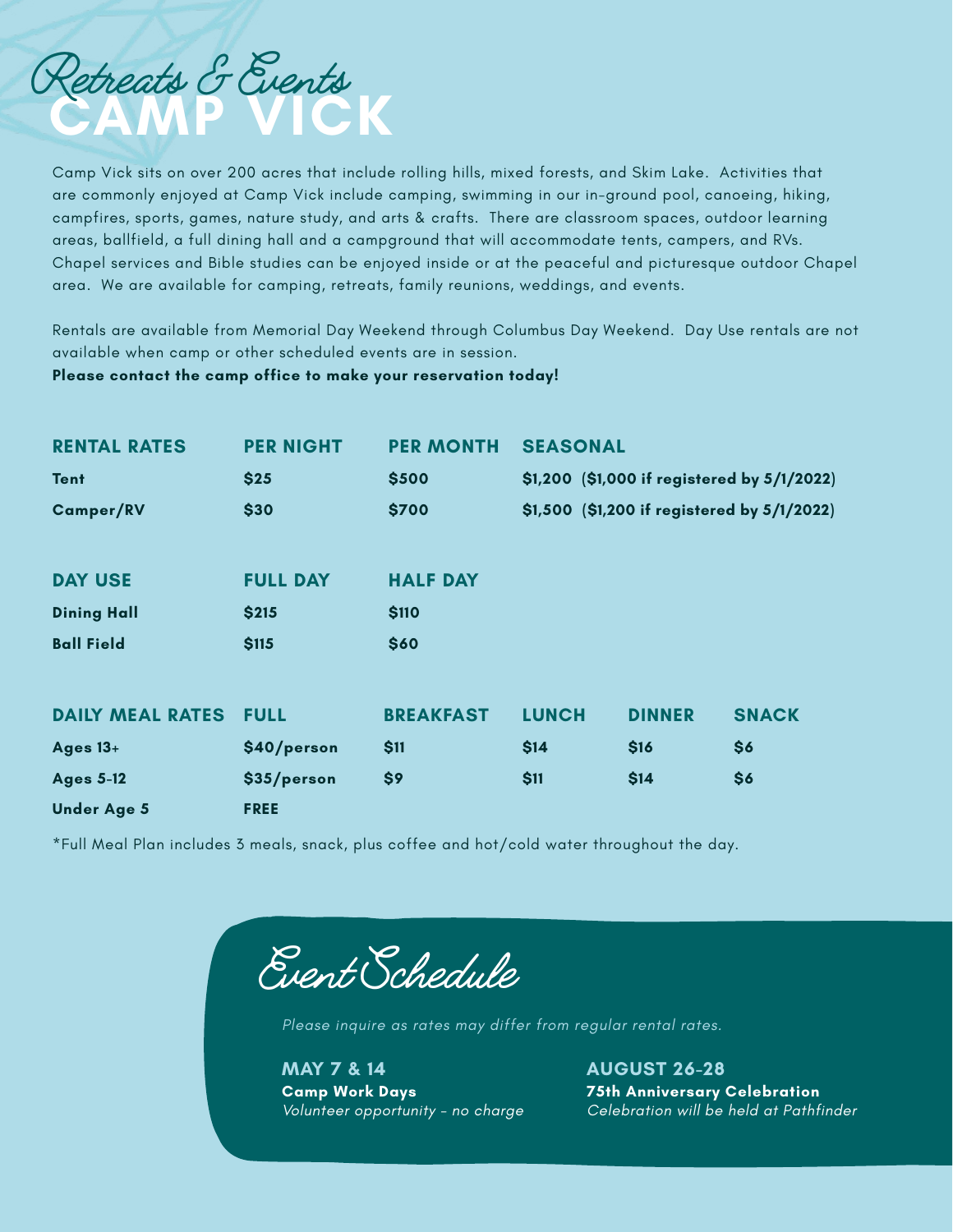# Retreats & Events
# CAMP VICK

Camp Vick sits on over 200 acres that include rolling hills, mixed forests, and Skim Lake. Activities that are commonly enjoyed at Camp Vick include camping, swimming in our in-ground pool, canoeing, hiking, campfires, sports, games, nature study, and arts & crafts. There are classroom spaces, outdoor learning areas, ballfield, a full dining hall and a campground that will accommodate tents, campers, and RVs. Chapel services and Bible studies can be enjoyed inside or at the peaceful and picturesque outdoor Chapel area. We are available for camping, retreats, family reunions, weddings, and events.

Rentals are available from Memorial Day Weekend through Columbus Day Weekend. Day Use rentals are not available when camp or other scheduled events are in session.

**Please contact the camp office to make your reservation today!**

| RENTAL RATES | PER NIGHT | PER MONTH | SEASONAL |
|---|---|---|---|
| **Tent** | $25 | $500 | $1,200 ($1,000 if registered by 5/1/2022) |
| **Camper/RV** | $30 | $700 | $1,500 ($1,200 if registered by 5/1/2022) |

| DAY USE | FULL DAY | HALF DAY |
|---|---|---|
| **Dining Hall** | $215 | $110 |
| **Ball Field** | $115 | $60 |

| DAILY MEAL RATES | FULL | BREAKFAST | LUNCH | DINNER | SNACK |
|---|---|---|---|---|---|
| **Ages 13+** | $40/person | $11 | $14 | $16 | $6 |
| **Ages 5-12** | $35/person | $9 | $11 | $14 | $6 |
| **Under Age 5** | FREE | | | | |

*Full Meal Plan includes 3 meals, snack, plus coffee and hot/cold water throughout the day.

## Event Schedule

*Please inquire as rates may differ from regular rental rates.*

**MAY 7 & 14**
**Camp Work Days**
*Volunteer opportunity - no charge*

**AUGUST 26-28**
**75th Anniversary Celebration**
*Celebration will be held at Pathfinder*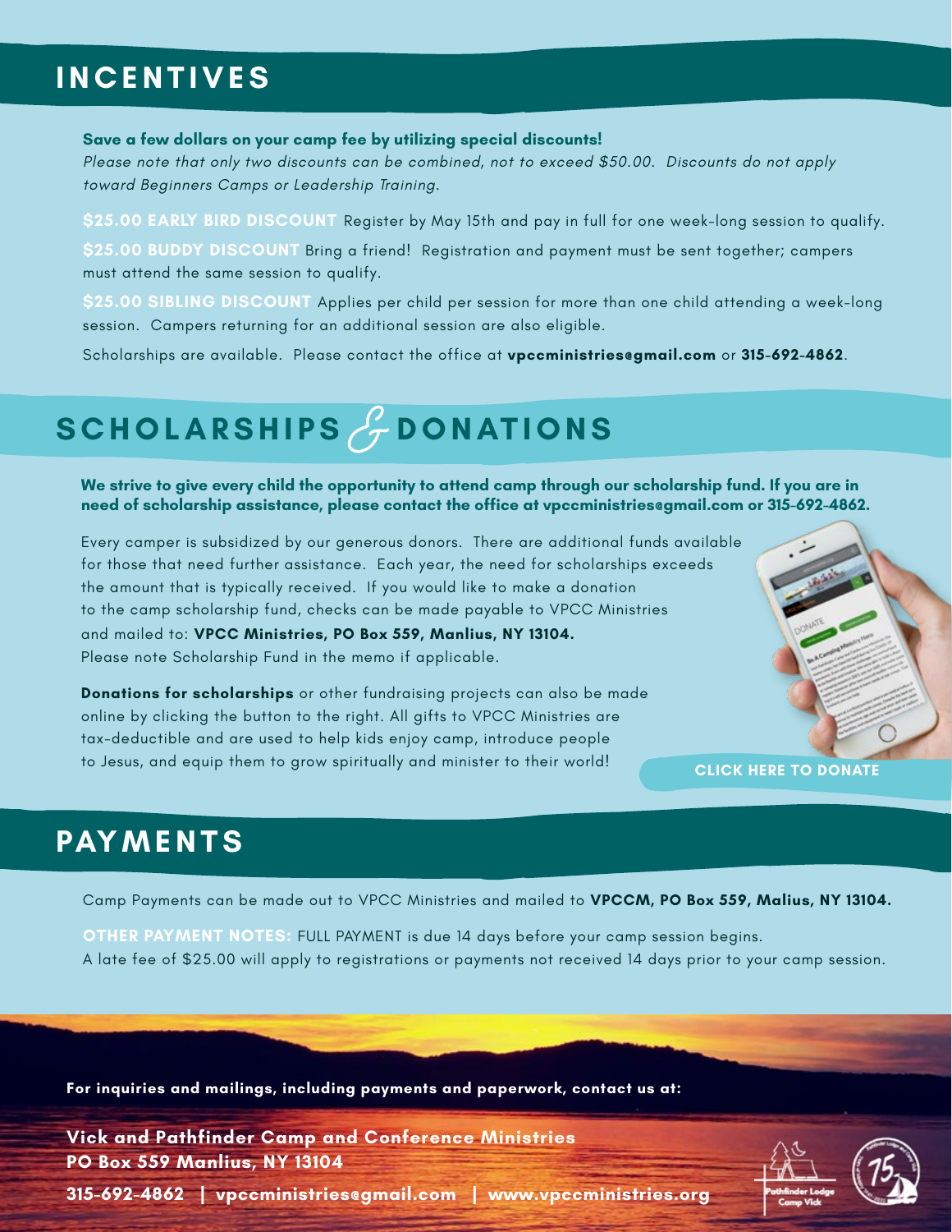## INCENTIVES

**Save a few dollars on your camp fee by utilizing special discounts!**

*Please note that only two discounts can be combined, not to exceed $50.00. Discounts do not apply toward Beginners Camps or Leadership Training.*

**$25.00 EARLY BIRD DISCOUNT** Register by May 15th and pay in full for one week-long session to qualify.

**$25.00 BUDDY DISCOUNT** Bring a friend! Registration and payment must be sent together; campers must attend the same session to qualify.

**$25.00 SIBLING DISCOUNT** Applies per child per session for more than one child attending a week-long session. Campers returning for an additional session are also eligible.

Scholarships are available. Please contact the office at **vpccministries@gmail.com** or **315-692-4862**.

## SCHOLARSHIPS & DONATIONS

**We strive to give every child the opportunity to attend camp through our scholarship fund. If you are in need of scholarship assistance, please contact the office at vpccministries@gmail.com or 315-692-4862.**

Every camper is subsidized by our generous donors. There are additional funds available for those that need further assistance. Each year, the need for scholarships exceeds the amount that is typically received. If you would like to make a donation to the camp scholarship fund, checks can be made payable to VPCC Ministries and mailed to: **VPCC Ministries, PO Box 559, Manlius, NY 13104.** Please note Scholarship Fund in the memo if applicable.

**Donations for scholarships** or other fundraising projects can also be made online by clicking the button to the right. All gifts to VPCC Ministries are tax-deductible and are used to help kids enjoy camp, introduce people to Jesus, and equip them to grow spiritually and minister to their world!

**CLICK HERE TO DONATE**

## PAYMENTS

Camp Payments can be made out to VPCC Ministries and mailed to **VPCCM, PO Box 559, Malius, NY 13104.**

**OTHER PAYMENT NOTES:** FULL PAYMENT is due 14 days before your camp session begins. A late fee of $25.00 will apply to registrations or payments not received 14 days prior to your camp session.

**For inquiries and mailings, including payments and paperwork, contact us at:**

**Vick and Pathfinder Camp and Conference Ministries**
**PO Box 559 Manlius, NY 13104**

**315-692-4862 | vpccministries@gmail.com | www.vpccministries.org**